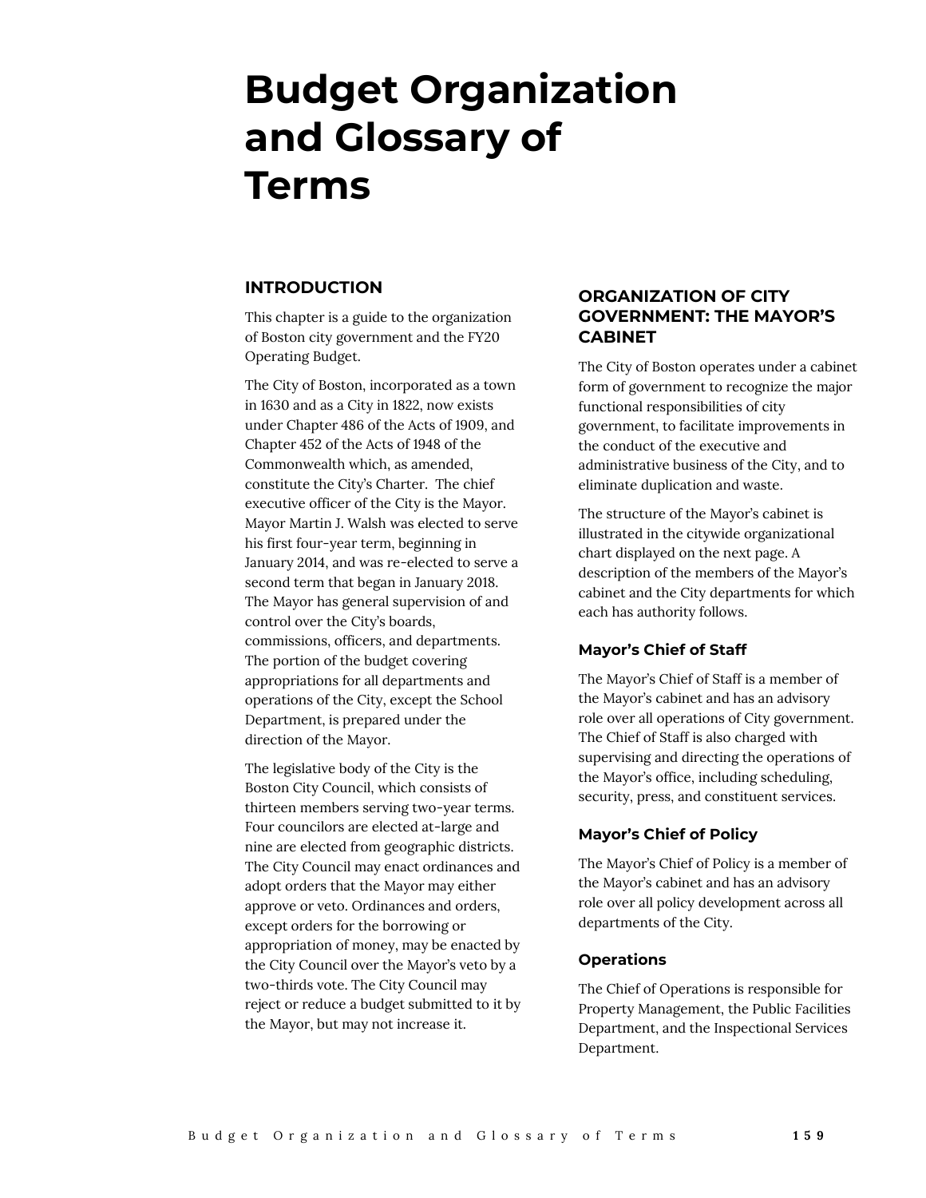# Budget Organization and Glossary of Terms

## INTRODUCTION

This chapter is a guide to the organization of Boston city government and the FY20 Operating Budget.

The City of Boston, incorporated as a town in 1630 and as a City in 1822, now exists under Chapter 486 of the Acts of 1909, and Chapter 452 of the Acts of 1948 of the Commonwealth which, as amended, constitute the City's Charter. The chief executive officer of the City is the Mayor. Mayor Martin J. Walsh was elected to serve his first four-year term, beginning in January 2014, and was re-elected to serve a second term that began in January 2018. The Mayor has general supervision of and control over the City's boards, commissions, officers, and departments. The portion of the budget covering appropriations for all departments and operations of the City, except the School Department, is prepared under the direction of the Mayor.

The legislative body of the City is the Boston City Council, which consists of thirteen members serving two-year terms. Four councilors are elected at-large and nine are elected from geographic districts. The City Council may enact ordinances and adopt orders that the Mayor may either approve or veto. Ordinances and orders, except orders for the borrowing or appropriation of money, may be enacted by the City Council over the Mayor's veto by a two-thirds vote. The City Council may reject or reduce a budget submitted to it by the Mayor, but may not increase it.

## ORGANIZATION OF CITY GOVERNMENT: THE MAYOR'S CABINET

The City of Boston operates under a cabinet form of government to recognize the major functional responsibilities of city government, to facilitate improvements in the conduct of the executive and administrative business of the City, and to eliminate duplication and waste.

The structure of the Mayor's cabinet is illustrated in the citywide organizational chart displayed on the next page. A description of the members of the Mayor's cabinet and the City departments for which each has authority follows.

### Mayor's Chief of Staff

The Mayor's Chief of Staff is a member of the Mayor's cabinet and has an advisory role over all operations of City government. The Chief of Staff is also charged with supervising and directing the operations of the Mayor's office, including scheduling, security, press, and constituent services.

### Mayor's Chief of Policy

The Mayor's Chief of Policy is a member of the Mayor's cabinet and has an advisory role over all policy development across all departments of the City.

### Operations

The Chief of Operations is responsible for Property Management, the Public Facilities Department, and the Inspectional Services Department.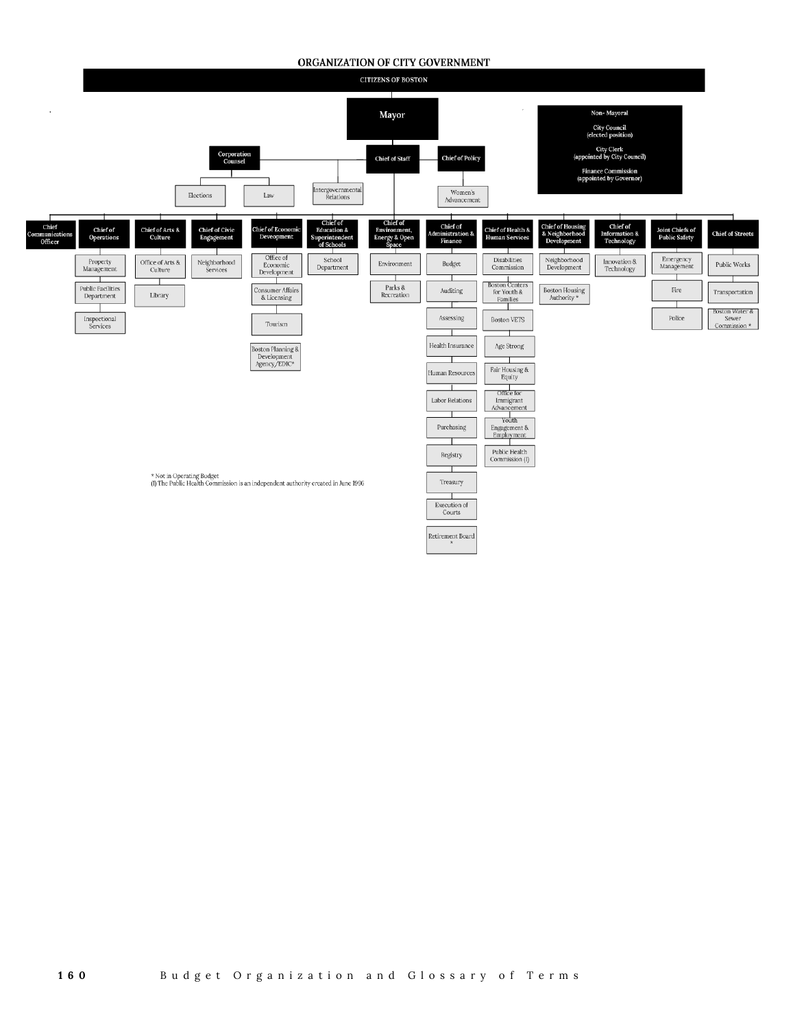# ORGANIZATION OF CITY GOVERNMENT

**CITIZENS OF BOSTON**

**Mayor**

- **Corporation Counsel**
  - Elections
  - Law
- **Chief of Staff**
  - Intergovernmental Relations
- **Chief of Policy**
  - Women's Advancement

**Non- Mayoral**

- City Council (elected position)
- City Clerk (appointed by City Council)
- Finance Commission (appointed by Governor)

---

- **Chief Communications Officer**
- **Chief of Operations**
  - Property Management
  - Public Facilities Department
  - Inspectional Services
- **Chief of Arts & Culture**
  - Office of Arts & Culture
  - Library
- **Chief of Civic Engagement**
  - Neighborhood Services
- **Chief of Economic Deveopment**
  - Office of Economic Development
  - Consumer Affairs & Licensing
  - Tourism
  - Boston Planning & Development Agency/EDIC*
- **Chief of Education & Superintendent of Schools**
  - School Department
- **Chief of Environment, Energy & Open Space**
  - Environment
  - Parks & Recreation
- **Chief of Administration & Finance**
  - Budget
  - Auditing
  - Assessing
  - Health Insurance
  - Human Resources
  - Labor Relations
  - Purchasing
  - Registry
  - Treasury
  - Execution of Courts
  - Retirement Board *
- **Chief of Health & Human Services**
  - Disabilities Commission
  - Boston Centers for Youth & Families
  - Boston VETS
  - Age Strong
  - Fair Housing & Equity
  - Office for Immigrant Advancement
  - Youth Engagement & Employment
  - Public Health Commission (I)
- **Chief of Housing & Neighborhood Development**
  - Neighborhood Development
  - Boston Housing Authority *
- **Chief of Information & Technology**
  - Innovation & Technology
- **Joint Chiefs of Public Safety**
  - Emergency Management
  - Fire
  - Police
- **Chief of Streets**
  - Public Works
  - Transportation
  - Boston Water & Sewer Commission *

\* Not in Operating Budget
(I) The Public Health Commission is an independent authority created in June 1996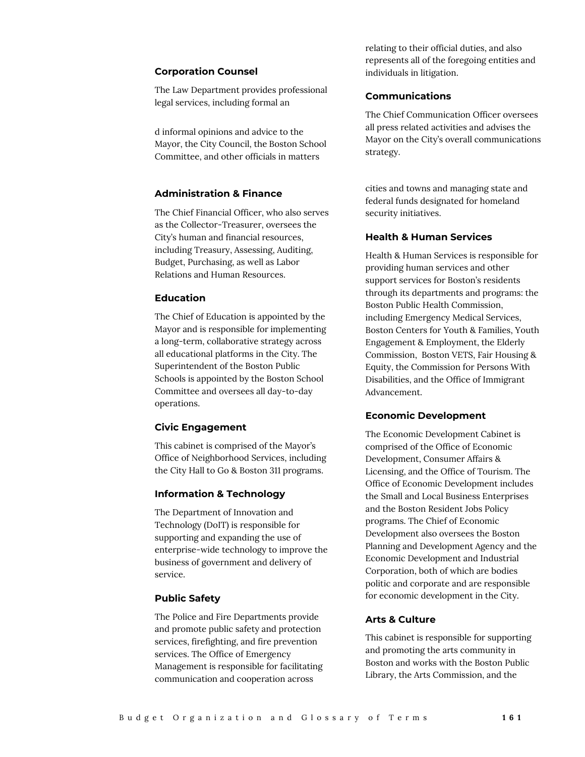### Corporation Counsel

The Law Department provides professional legal services, including formal and informal opinions and advice to the Mayor, the City Council, the Boston School Committee, and other officials in matters relating to their official duties, and also represents all of the foregoing entities and individuals in litigation.

### Communications

The Chief Communication Officer oversees all press related activities and advises the Mayor on the City's overall communications strategy.

### Administration & Finance

The Chief Financial Officer, who also serves as the Collector-Treasurer, oversees the City's human and financial resources, including Treasury, Assessing, Auditing, Budget, Purchasing, as well as Labor Relations and Human Resources.

### Education

The Chief of Education is appointed by the Mayor and is responsible for implementing a long-term, collaborative strategy across all educational platforms in the City. The Superintendent of the Boston Public Schools is appointed by the Boston School Committee and oversees all day-to-day operations.

### Civic Engagement

This cabinet is comprised of the Mayor's Office of Neighborhood Services, including the City Hall to Go & Boston 311 programs.

### Information & Technology

The Department of Innovation and Technology (DoIT) is responsible for supporting and expanding the use of enterprise-wide technology to improve the business of government and delivery of service.

### Public Safety

The Police and Fire Departments provide and promote public safety and protection services, firefighting, and fire prevention services. The Office of Emergency Management is responsible for facilitating communication and cooperation across cities and towns and managing state and federal funds designated for homeland security initiatives.

### Health & Human Services

Health & Human Services is responsible for providing human services and other support services for Boston's residents through its departments and programs: the Boston Public Health Commission, including Emergency Medical Services, Boston Centers for Youth & Families, Youth Engagement & Employment, the Elderly Commission, Boston VETS, Fair Housing & Equity, the Commission for Persons With Disabilities, and the Office of Immigrant Advancement.

### Economic Development

The Economic Development Cabinet is comprised of the Office of Economic Development, Consumer Affairs & Licensing, and the Office of Tourism. The Office of Economic Development includes the Small and Local Business Enterprises and the Boston Resident Jobs Policy programs. The Chief of Economic Development also oversees the Boston Planning and Development Agency and the Economic Development and Industrial Corporation, both of which are bodies politic and corporate and are responsible for economic development in the City.

### Arts & Culture

This cabinet is responsible for supporting and promoting the arts community in Boston and works with the Boston Public Library, the Arts Commission, and the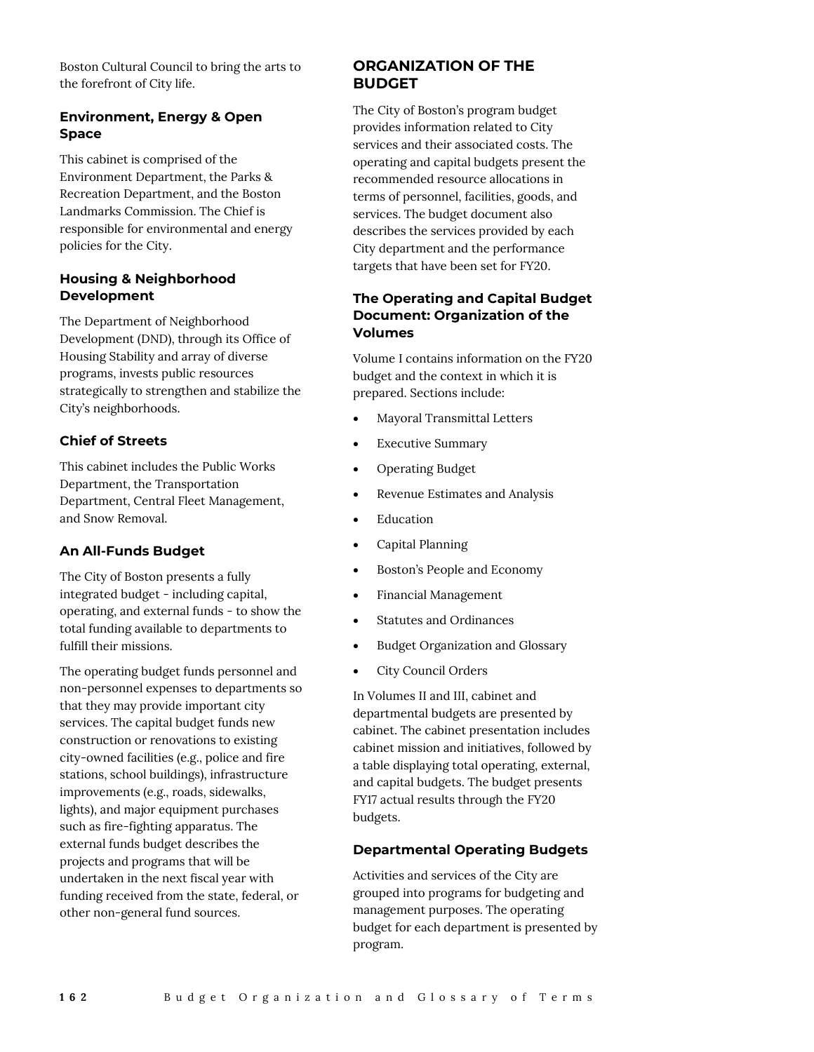Boston Cultural Council to bring the arts to the forefront of City life.

### Environment, Energy & Open Space

This cabinet is comprised of the Environment Department, the Parks & Recreation Department, and the Boston Landmarks Commission. The Chief is responsible for environmental and energy policies for the City.

### Housing & Neighborhood Development

The Department of Neighborhood Development (DND), through its Office of Housing Stability and array of diverse programs, invests public resources strategically to strengthen and stabilize the City's neighborhoods.

### Chief of Streets

This cabinet includes the Public Works Department, the Transportation Department, Central Fleet Management, and Snow Removal.

### An All-Funds Budget

The City of Boston presents a fully integrated budget - including capital, operating, and external funds - to show the total funding available to departments to fulfill their missions.

The operating budget funds personnel and non-personnel expenses to departments so that they may provide important city services. The capital budget funds new construction or renovations to existing city-owned facilities (e.g., police and fire stations, school buildings), infrastructure improvements (e.g., roads, sidewalks, lights), and major equipment purchases such as fire-fighting apparatus. The external funds budget describes the projects and programs that will be undertaken in the next fiscal year with funding received from the state, federal, or other non-general fund sources.

## ORGANIZATION OF THE BUDGET

The City of Boston's program budget provides information related to City services and their associated costs. The operating and capital budgets present the recommended resource allocations in terms of personnel, facilities, goods, and services. The budget document also describes the services provided by each City department and the performance targets that have been set for FY20.

### The Operating and Capital Budget Document: Organization of the Volumes

Volume I contains information on the FY20 budget and the context in which it is prepared. Sections include:

- Mayoral Transmittal Letters
- Executive Summary
- Operating Budget
- Revenue Estimates and Analysis
- Education
- Capital Planning
- Boston's People and Economy
- Financial Management
- Statutes and Ordinances
- Budget Organization and Glossary
- City Council Orders

In Volumes II and III, cabinet and departmental budgets are presented by cabinet. The cabinet presentation includes cabinet mission and initiatives, followed by a table displaying total operating, external, and capital budgets. The budget presents FY17 actual results through the FY20 budgets.

### Departmental Operating Budgets

Activities and services of the City are grouped into programs for budgeting and management purposes. The operating budget for each department is presented by program.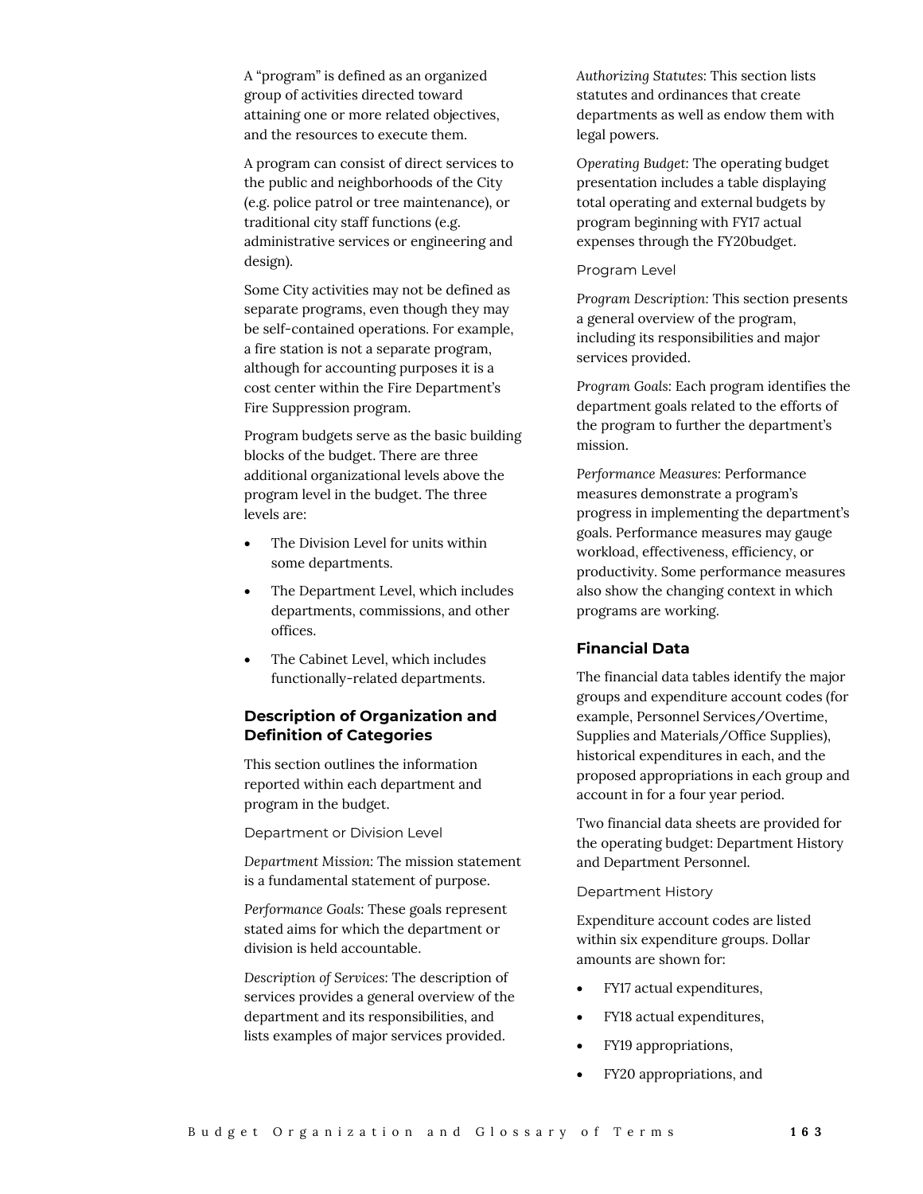A “program” is defined as an organized group of activities directed toward attaining one or more related objectives, and the resources to execute them.

A program can consist of direct services to the public and neighborhoods of the City (e.g. police patrol or tree maintenance), or traditional city staff functions (e.g. administrative services or engineering and design).

Some City activities may not be defined as separate programs, even though they may be self-contained operations. For example, a fire station is not a separate program, although for accounting purposes it is a cost center within the Fire Department’s Fire Suppression program.

Program budgets serve as the basic building blocks of the budget. There are three additional organizational levels above the program level in the budget. The three levels are:

- The Division Level for units within some departments.
- The Department Level, which includes departments, commissions, and other offices.
- The Cabinet Level, which includes functionally-related departments.

### Description of Organization and Definition of Categories

This section outlines the information reported within each department and program in the budget.

Department or Division Level

*Department Mission:* The mission statement is a fundamental statement of purpose.

*Performance Goals:* These goals represent stated aims for which the department or division is held accountable.

*Description of Services:* The description of services provides a general overview of the department and its responsibilities, and lists examples of major services provided.

*Authorizing Statutes:* This section lists statutes and ordinances that create departments as well as endow them with legal powers.

*Operating Budget:* The operating budget presentation includes a table displaying total operating and external budgets by program beginning with FY17 actual expenses through the FY20budget.

Program Level

*Program Description:* This section presents a general overview of the program, including its responsibilities and major services provided.

*Program Goals:* Each program identifies the department goals related to the efforts of the program to further the department’s mission.

*Performance Measures:* Performance measures demonstrate a program’s progress in implementing the department’s goals. Performance measures may gauge workload, effectiveness, efficiency, or productivity. Some performance measures also show the changing context in which programs are working.

### Financial Data

The financial data tables identify the major groups and expenditure account codes (for example, Personnel Services/Overtime, Supplies and Materials/Office Supplies), historical expenditures in each, and the proposed appropriations in each group and account in for a four year period.

Two financial data sheets are provided for the operating budget: Department History and Department Personnel.

Department History

Expenditure account codes are listed within six expenditure groups. Dollar amounts are shown for:

- FY17 actual expenditures,
- FY18 actual expenditures,
- FY19 appropriations,
- FY20 appropriations, and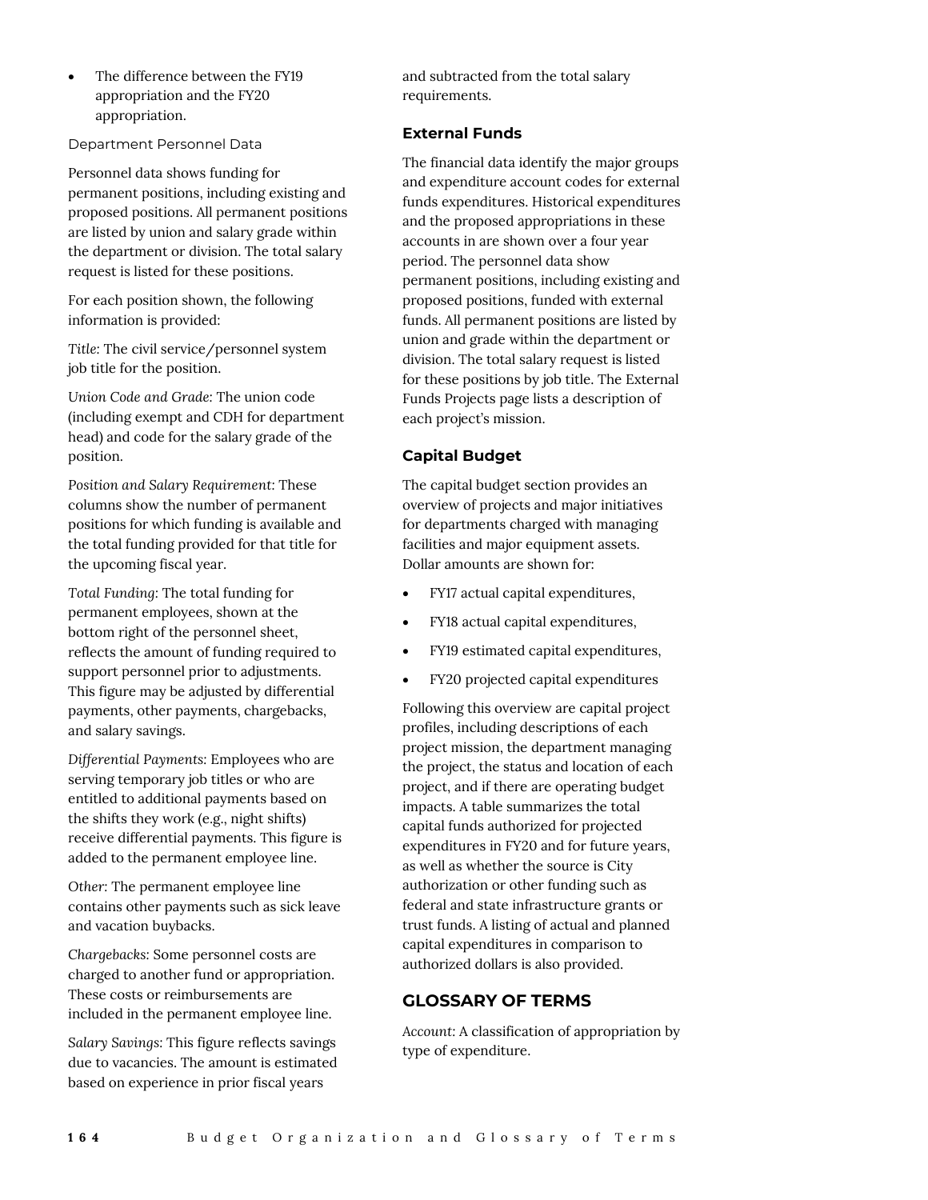- The difference between the FY19 appropriation and the FY20 appropriation.

Department Personnel Data

Personnel data shows funding for permanent positions, including existing and proposed positions. All permanent positions are listed by union and salary grade within the department or division. The total salary request is listed for these positions.

For each position shown, the following information is provided:

*Title*: The civil service/personnel system job title for the position.

*Union Code and Grade*: The union code (including exempt and CDH for department head) and code for the salary grade of the position.

*Position and Salary Requirement*: These columns show the number of permanent positions for which funding is available and the total funding provided for that title for the upcoming fiscal year.

*Total Funding*: The total funding for permanent employees, shown at the bottom right of the personnel sheet, reflects the amount of funding required to support personnel prior to adjustments. This figure may be adjusted by differential payments, other payments, chargebacks, and salary savings.

*Differential Payments*: Employees who are serving temporary job titles or who are entitled to additional payments based on the shifts they work (e.g., night shifts) receive differential payments. This figure is added to the permanent employee line.

*Other*: The permanent employee line contains other payments such as sick leave and vacation buybacks.

*Chargebacks*: Some personnel costs are charged to another fund or appropriation. These costs or reimbursements are included in the permanent employee line.

*Salary Savings*: This figure reflects savings due to vacancies. The amount is estimated based on experience in prior fiscal years and subtracted from the total salary requirements.

### External Funds

The financial data identify the major groups and expenditure account codes for external funds expenditures. Historical expenditures and the proposed appropriations in these accounts in are shown over a four year period. The personnel data show permanent positions, including existing and proposed positions, funded with external funds. All permanent positions are listed by union and grade within the department or division. The total salary request is listed for these positions by job title. The External Funds Projects page lists a description of each project's mission.

### Capital Budget

The capital budget section provides an overview of projects and major initiatives for departments charged with managing facilities and major equipment assets. Dollar amounts are shown for:

- FY17 actual capital expenditures,
- FY18 actual capital expenditures,
- FY19 estimated capital expenditures,
- FY20 projected capital expenditures

Following this overview are capital project profiles, including descriptions of each project mission, the department managing the project, the status and location of each project, and if there are operating budget impacts. A table summarizes the total capital funds authorized for projected expenditures in FY20 and for future years, as well as whether the source is City authorization or other funding such as federal and state infrastructure grants or trust funds. A listing of actual and planned capital expenditures in comparison to authorized dollars is also provided.

## GLOSSARY OF TERMS

*Account*: A classification of appropriation by type of expenditure.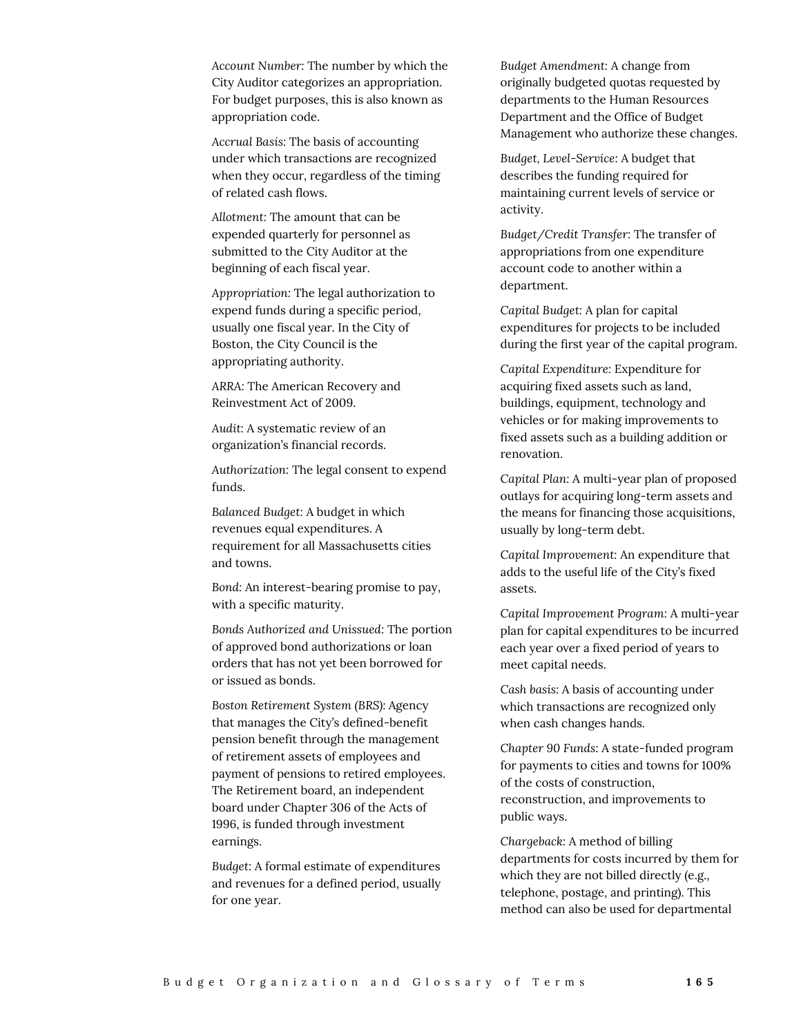*Account Number*: The number by which the City Auditor categorizes an appropriation. For budget purposes, this is also known as appropriation code.

*Accrual Basis*: The basis of accounting under which transactions are recognized when they occur, regardless of the timing of related cash flows.

*Allotment*: The amount that can be expended quarterly for personnel as submitted to the City Auditor at the beginning of each fiscal year.

*Appropriation*: The legal authorization to expend funds during a specific period, usually one fiscal year. In the City of Boston, the City Council is the appropriating authority.

ARRA: The American Recovery and Reinvestment Act of 2009.

*Audit*: A systematic review of an organization's financial records.

*Authorization*: The legal consent to expend funds.

*Balanced Budget*: A budget in which revenues equal expenditures. A requirement for all Massachusetts cities and towns.

*Bond*: An interest-bearing promise to pay, with a specific maturity.

*Bonds Authorized and Unissued*: The portion of approved bond authorizations or loan orders that has not yet been borrowed for or issued as bonds.

*Boston Retirement System (BRS)*: Agency that manages the City's defined-benefit pension benefit through the management of retirement assets of employees and payment of pensions to retired employees. The Retirement board, an independent board under Chapter 306 of the Acts of 1996, is funded through investment earnings.

*Budget*: A formal estimate of expenditures and revenues for a defined period, usually for one year.

*Budget Amendment*: A change from originally budgeted quotas requested by departments to the Human Resources Department and the Office of Budget Management who authorize these changes.

*Budget, Level-Service*: A budget that describes the funding required for maintaining current levels of service or activity.

*Budget/Credit Transfer*: The transfer of appropriations from one expenditure account code to another within a department.

*Capital Budget*: A plan for capital expenditures for projects to be included during the first year of the capital program.

*Capital Expenditure*: Expenditure for acquiring fixed assets such as land, buildings, equipment, technology and vehicles or for making improvements to fixed assets such as a building addition or renovation.

*Capital Plan*: A multi-year plan of proposed outlays for acquiring long-term assets and the means for financing those acquisitions, usually by long-term debt.

*Capital Improvement*: An expenditure that adds to the useful life of the City's fixed assets.

*Capital Improvement Program*: A multi-year plan for capital expenditures to be incurred each year over a fixed period of years to meet capital needs.

*Cash basis*: A basis of accounting under which transactions are recognized only when cash changes hands.

*Chapter 90 Funds*: A state-funded program for payments to cities and towns for 100% of the costs of construction, reconstruction, and improvements to public ways.

*Chargeback*: A method of billing departments for costs incurred by them for which they are not billed directly (e.g., telephone, postage, and printing). This method can also be used for departmental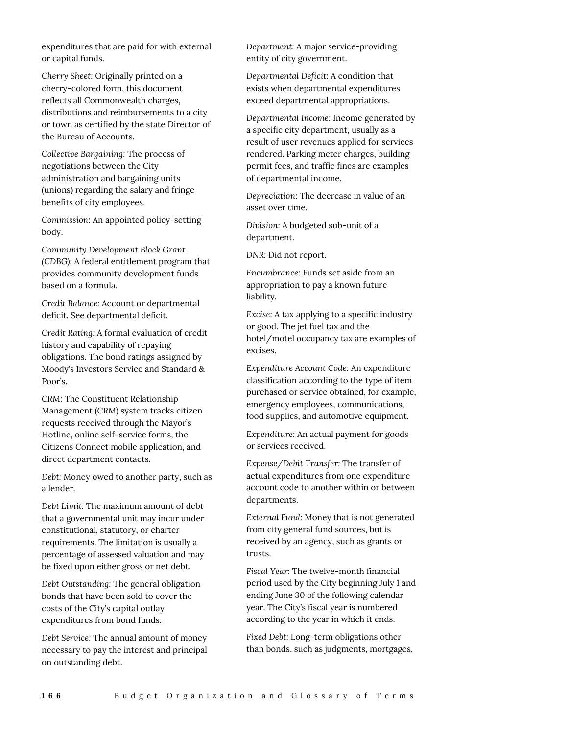expenditures that are paid for with external or capital funds.

*Cherry Sheet*: Originally printed on a cherry-colored form, this document reflects all Commonwealth charges, distributions and reimbursements to a city or town as certified by the state Director of the Bureau of Accounts.

*Collective Bargaining*: The process of negotiations between the City administration and bargaining units (unions) regarding the salary and fringe benefits of city employees.

*Commission:* An appointed policy-setting body.

*Community Development Block Grant (CDBG):* A federal entitlement program that provides community development funds based on a formula.

*Credit Balance*: Account or departmental deficit. See departmental deficit.

*Credit Rating*: A formal evaluation of credit history and capability of repaying obligations. The bond ratings assigned by Moody's Investors Service and Standard & Poor's.

*CRM*: The Constituent Relationship Management (CRM) system tracks citizen requests received through the Mayor's Hotline, online self-service forms, the Citizens Connect mobile application, and direct department contacts.

*Debt*: Money owed to another party, such as a lender.

*Debt Limit:* The maximum amount of debt that a governmental unit may incur under constitutional, statutory, or charter requirements. The limitation is usually a percentage of assessed valuation and may be fixed upon either gross or net debt.

*Debt Outstanding:* The general obligation bonds that have been sold to cover the costs of the City's capital outlay expenditures from bond funds.

*Debt Service:* The annual amount of money necessary to pay the interest and principal on outstanding debt.

*Department*: A major service-providing entity of city government.

*Departmental Deficit*: A condition that exists when departmental expenditures exceed departmental appropriations.

*Departmental Income*: Income generated by a specific city department, usually as a result of user revenues applied for services rendered. Parking meter charges, building permit fees, and traffic fines are examples of departmental income.

*Depreciation*: The decrease in value of an asset over time.

*Division:* A budgeted sub-unit of a department.

*DNR*: Did not report.

*Encumbrance*: Funds set aside from an appropriation to pay a known future liability.

*Excise:* A tax applying to a specific industry or good. The jet fuel tax and the hotel/motel occupancy tax are examples of excises.

*Expenditure Account Code*: An expenditure classification according to the type of item purchased or service obtained, for example, emergency employees, communications, food supplies, and automotive equipment.

*Expenditure*: An actual payment for goods or services received.

*Expense/Debit Transfer*: The transfer of actual expenditures from one expenditure account code to another within or between departments.

*External Fund:* Money that is not generated from city general fund sources, but is received by an agency, such as grants or trusts.

*Fiscal Year*: The twelve-month financial period used by the City beginning July 1 and ending June 30 of the following calendar year. The City's fiscal year is numbered according to the year in which it ends.

*Fixed Debt*: Long-term obligations other than bonds, such as judgments, mortgages,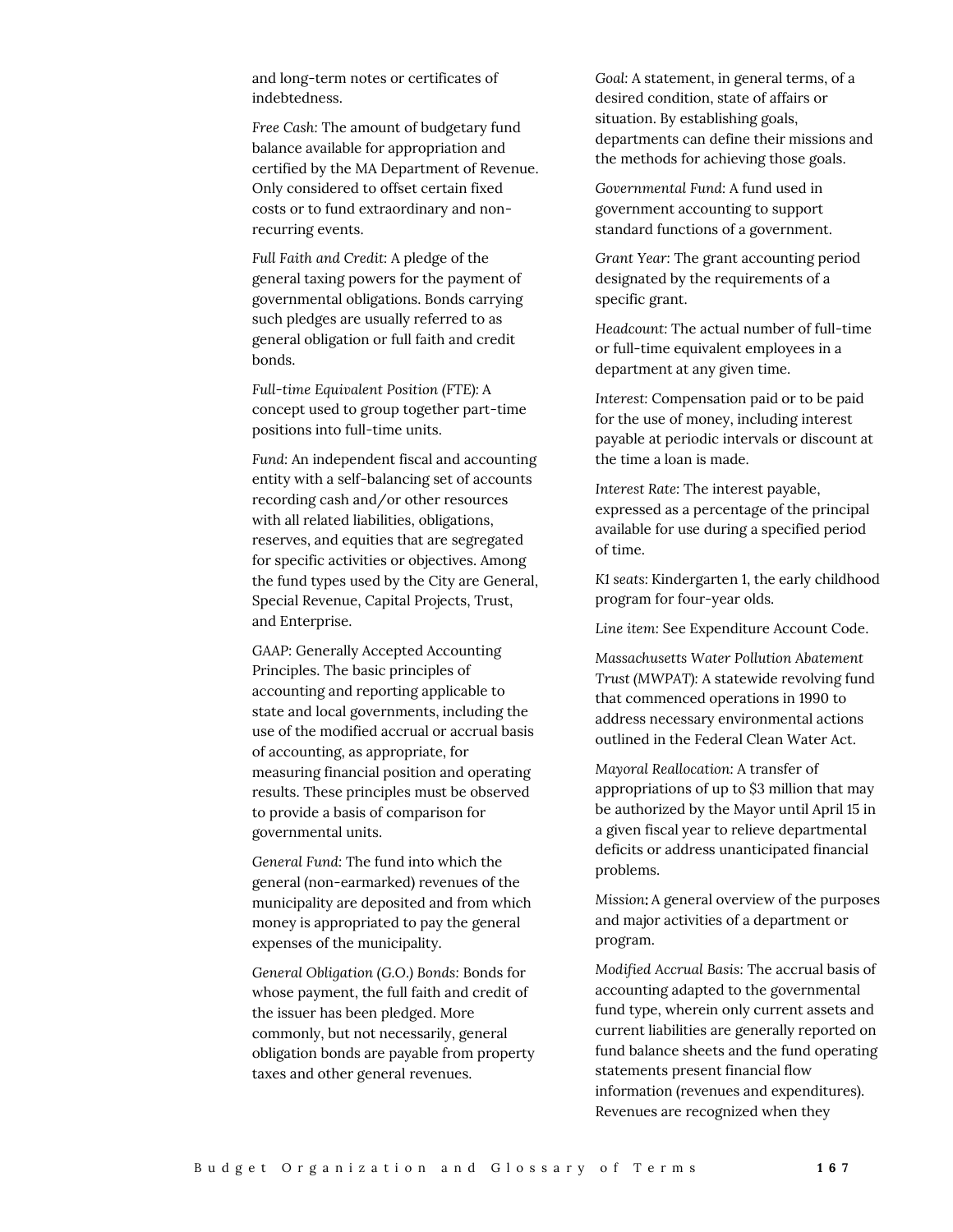and long-term notes or certificates of indebtedness.

*Free Cash:* The amount of budgetary fund balance available for appropriation and certified by the MA Department of Revenue. Only considered to offset certain fixed costs or to fund extraordinary and non-recurring events.

*Full Faith and Credit:* A pledge of the general taxing powers for the payment of governmental obligations. Bonds carrying such pledges are usually referred to as general obligation or full faith and credit bonds.

*Full-time Equivalent Position (FTE):* A concept used to group together part-time positions into full-time units.

*Fund:* An independent fiscal and accounting entity with a self-balancing set of accounts recording cash and/or other resources with all related liabilities, obligations, reserves, and equities that are segregated for specific activities or objectives. Among the fund types used by the City are General, Special Revenue, Capital Projects, Trust, and Enterprise.

*GAAP:* Generally Accepted Accounting Principles. The basic principles of accounting and reporting applicable to state and local governments, including the use of the modified accrual or accrual basis of accounting, as appropriate, for measuring financial position and operating results. These principles must be observed to provide a basis of comparison for governmental units.

*General Fund:* The fund into which the general (non-earmarked) revenues of the municipality are deposited and from which money is appropriated to pay the general expenses of the municipality.

*General Obligation (G.O.) Bonds:* Bonds for whose payment, the full faith and credit of the issuer has been pledged. More commonly, but not necessarily, general obligation bonds are payable from property taxes and other general revenues.

*Goal:* A statement, in general terms, of a desired condition, state of affairs or situation. By establishing goals, departments can define their missions and the methods for achieving those goals.

*Governmental Fund:* A fund used in government accounting to support standard functions of a government.

*Grant Year:* The grant accounting period designated by the requirements of a specific grant.

*Headcount:* The actual number of full-time or full-time equivalent employees in a department at any given time.

*Interest:* Compensation paid or to be paid for the use of money, including interest payable at periodic intervals or discount at the time a loan is made.

*Interest Rate:* The interest payable, expressed as a percentage of the principal available for use during a specified period of time.

*K1 seats:* Kindergarten 1, the early childhood program for four-year olds.

*Line item:* See Expenditure Account Code.

*Massachusetts Water Pollution Abatement Trust (MWPAT):* A statewide revolving fund that commenced operations in 1990 to address necessary environmental actions outlined in the Federal Clean Water Act.

*Mayoral Reallocation:* A transfer of appropriations of up to $3 million that may be authorized by the Mayor until April 15 in a given fiscal year to relieve departmental deficits or address unanticipated financial problems.

*Mission***:** A general overview of the purposes and major activities of a department or program.

*Modified Accrual Basis:* The accrual basis of accounting adapted to the governmental fund type, wherein only current assets and current liabilities are generally reported on fund balance sheets and the fund operating statements present financial flow information (revenues and expenditures). Revenues are recognized when they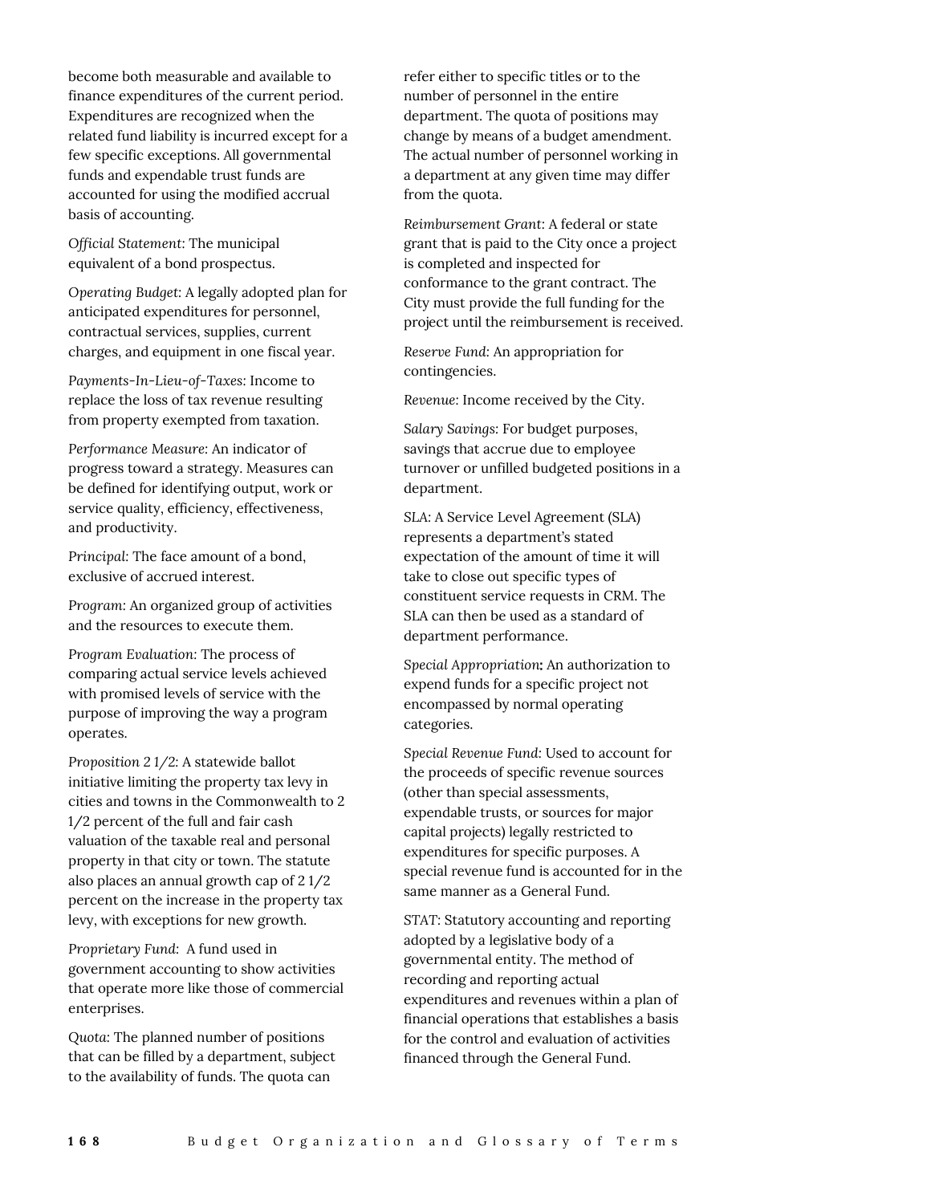become both measurable and available to finance expenditures of the current period. Expenditures are recognized when the related fund liability is incurred except for a few specific exceptions. All governmental funds and expendable trust funds are accounted for using the modified accrual basis of accounting.

*Official Statement:* The municipal equivalent of a bond prospectus.

*Operating Budget:* A legally adopted plan for anticipated expenditures for personnel, contractual services, supplies, current charges, and equipment in one fiscal year.

*Payments-In-Lieu-of-Taxes:* Income to replace the loss of tax revenue resulting from property exempted from taxation.

*Performance Measure*: An indicator of progress toward a strategy. Measures can be defined for identifying output, work or service quality, efficiency, effectiveness, and productivity.

*Principal:* The face amount of a bond, exclusive of accrued interest.

*Program:* An organized group of activities and the resources to execute them.

*Program Evaluation:* The process of comparing actual service levels achieved with promised levels of service with the purpose of improving the way a program operates.

*Proposition 2 1/2*: A statewide ballot initiative limiting the property tax levy in cities and towns in the Commonwealth to 2 1/2 percent of the full and fair cash valuation of the taxable real and personal property in that city or town. The statute also places an annual growth cap of 2 1/2 percent on the increase in the property tax levy, with exceptions for new growth.

*Proprietary Fund:* A fund used in government accounting to show activities that operate more like those of commercial enterprises.

*Quota:* The planned number of positions that can be filled by a department, subject to the availability of funds. The quota can refer either to specific titles or to the number of personnel in the entire department. The quota of positions may change by means of a budget amendment. The actual number of personnel working in a department at any given time may differ from the quota.

*Reimbursement Grant*: A federal or state grant that is paid to the City once a project is completed and inspected for conformance to the grant contract. The City must provide the full funding for the project until the reimbursement is received.

*Reserve Fund:* An appropriation for contingencies.

*Revenue:* Income received by the City.

*Salary Savings*: For budget purposes, savings that accrue due to employee turnover or unfilled budgeted positions in a department.

*SLA*: A Service Level Agreement (SLA) represents a department's stated expectation of the amount of time it will take to close out specific types of constituent service requests in CRM. The SLA can then be used as a standard of department performance.

*Special Appropriation***:** An authorization to expend funds for a specific project not encompassed by normal operating categories.

*Special Revenue Fund:* Used to account for the proceeds of specific revenue sources (other than special assessments, expendable trusts, or sources for major capital projects) legally restricted to expenditures for specific purposes. A special revenue fund is accounted for in the same manner as a General Fund.

*STAT:* Statutory accounting and reporting adopted by a legislative body of a governmental entity. The method of recording and reporting actual expenditures and revenues within a plan of financial operations that establishes a basis for the control and evaluation of activities financed through the General Fund.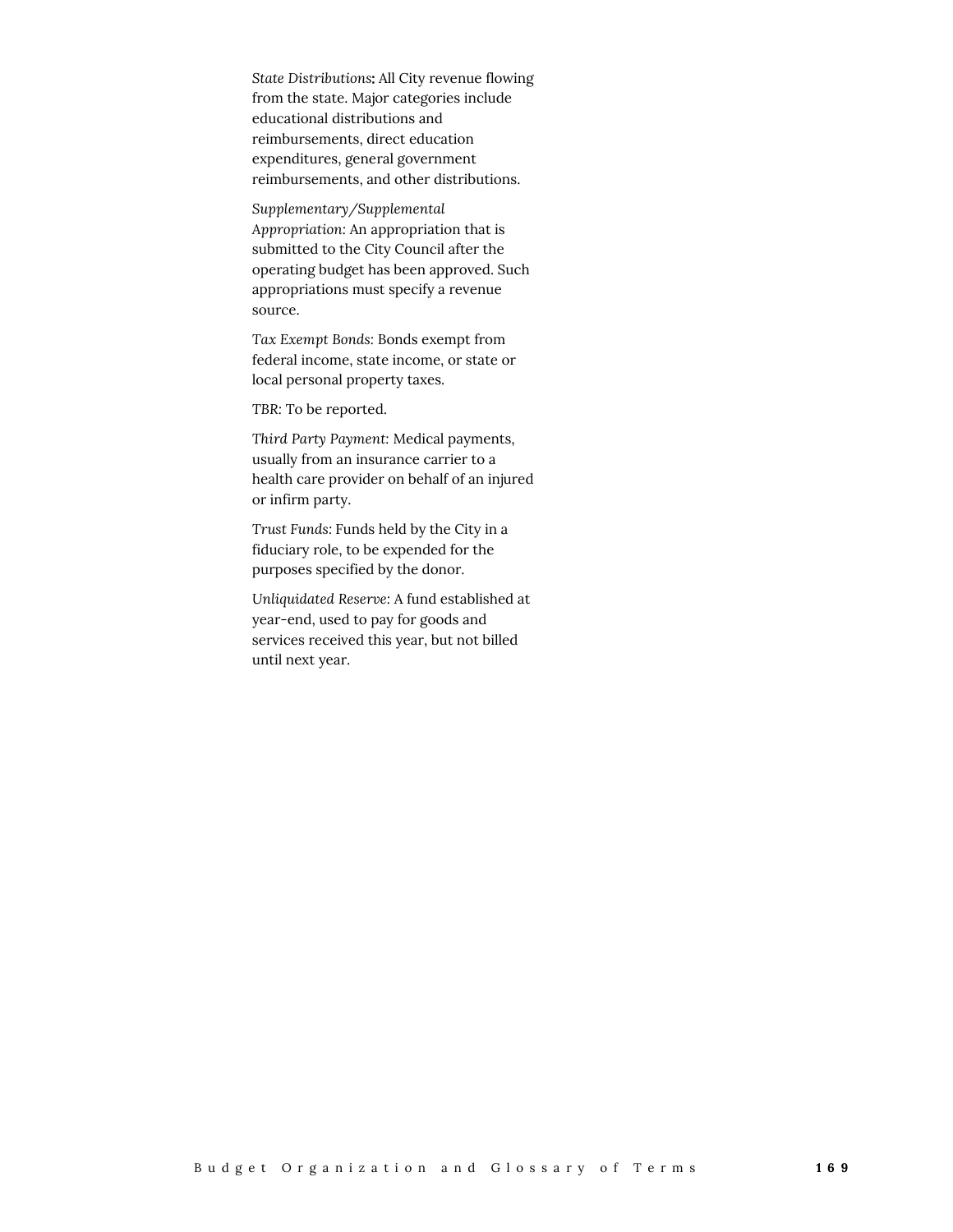*State Distributions*: All City revenue flowing from the state. Major categories include educational distributions and reimbursements, direct education expenditures, general government reimbursements, and other distributions.

*Supplementary/Supplemental Appropriation*: An appropriation that is submitted to the City Council after the operating budget has been approved. Such appropriations must specify a revenue source.

*Tax Exempt Bonds*: Bonds exempt from federal income, state income, or state or local personal property taxes.

*TBR*: To be reported.

*Third Party Payment*: Medical payments, usually from an insurance carrier to a health care provider on behalf of an injured or infirm party.

*Trust Funds*: Funds held by the City in a fiduciary role, to be expended for the purposes specified by the donor.

*Unliquidated Reserve*: A fund established at year-end, used to pay for goods and services received this year, but not billed until next year.